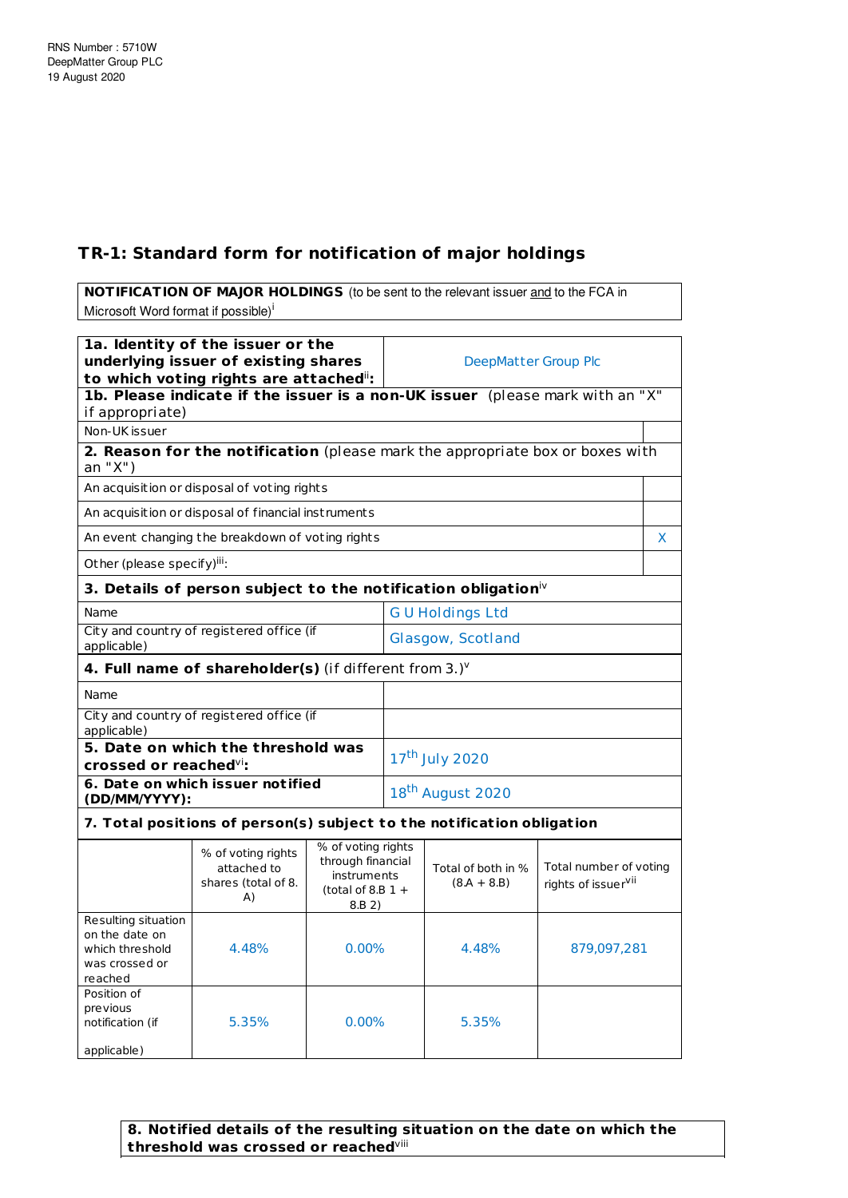RNS Number : 5710W
DeepMatter Group PLC
19 August 2020

## TR-1: Standard form for notification of major holdings

**NOTIFICATION OF MAJOR HOLDINGS** (to be sent to the relevant issuer and to the FCA in Microsoft Word format if possible)[i]

| | |
|---|---|
| **1a. Identity of the issuer or the underlying issuer of existing shares to which voting rights are attached**[ii]**:** | DeepMatter Group Plc |
| **1b. Please indicate if the issuer is a non-UK issuer** (please mark with an "X" if appropriate) | |
| Non-UK issuer | |
| **2. Reason for the notification** (please mark the appropriate box or boxes with an "X") | |
| An acquisition or disposal of voting rights | |
| An acquisition or disposal of financial instruments | |
| An event changing the breakdown of voting rights | X |
| Other (please specify)[iii]: | |
| **3. Details of person subject to the notification obligation**[iv] | |
| Name | G U Holdings Ltd |
| City and country of registered office (if applicable) | Glasgow, Scotland |
| **4. Full name of shareholder(s)** (if different from 3.)[v] | |
| Name | |
| City and country of registered office (if applicable) | |
| **5. Date on which the threshold was crossed or reached**[vi]**:** | 17th July 2020 |
| **6. Date on which issuer notified (DD/MM/YYYY):** | 18th August 2020 |

**7. Total positions of person(s) subject to the notification obligation**

| | % of voting rights attached to shares (total of 8. A) | % of voting rights through financial instruments (total of 8.B 1 + 8.B 2) | Total of both in % (8.A + 8.B) | Total number of voting rights of issuer[vii] |
|---|---|---|---|---|
| Resulting situation on the date on which threshold was crossed or reached | 4.48% | 0.00% | 4.48% | 879,097,281 |
| Position of previous notification (if applicable) | 5.35% | 0.00% | 5.35% | |

**8. Notified details of the resulting situation on the date on which the threshold was crossed or reached**[viii]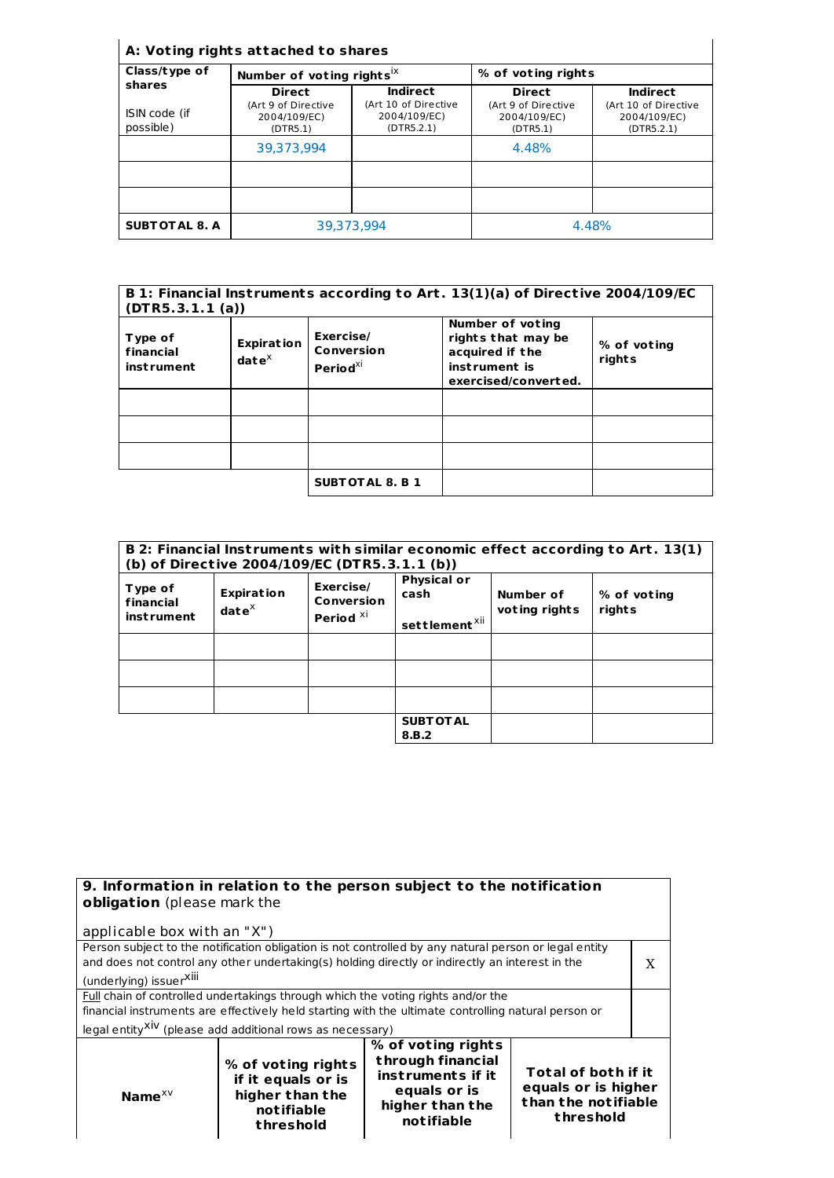| A: Voting rights attached to shares | | | | |
|---|---|---|---|---|
| Class/type of shares<br><br>ISIN code (if possible) | Number of voting rights[ix] | | % of voting rights | |
| | Direct<br>(Art 9 of Directive 2004/109/EC)<br>(DTR5.1) | Indirect<br>(Art 10 of Directive 2004/109/EC)<br>(DTR5.2.1) | Direct<br>(Art 9 of Directive 2004/109/EC)<br>(DTR5.1) | Indirect<br>(Art 10 of Directive 2004/109/EC)<br>(DTR5.2.1) |
| | 39,373,994 | | 4.48% | |
| | | | | |
| | | | | |
| **SUBTOTAL 8. A** | 39,373,994 | | 4.48% | |

| B 1: Financial Instruments according to Art. 13(1)(a) of Directive 2004/109/EC (DTR5.3.1.1 (a)) | | | | |
|---|---|---|---|---|
| **Type of financial instrument** | **Expiration date**[x] | **Exercise/ Conversion Period**[xi] | **Number of voting rights that may be acquired if the instrument is exercised/converted.** | **% of voting rights** |
| | | | | |
| | | | | |
| | | | | |
| | | **SUBTOTAL 8. B 1** | | |

| B 2: Financial Instruments with similar economic effect according to Art. 13(1) (b) of Directive 2004/109/EC (DTR5.3.1.1 (b)) | | | | | |
|---|---|---|---|---|---|
| **Type of financial instrument** | **Expiration date**[x] | **Exercise/ Conversion Period** [xi] | **Physical or cash settlement**[xii] | **Number of voting rights** | **% of voting rights** |
| | | | | | |
| | | | | | |
| | | | | | |
| | | | **SUBTOTAL 8.B.2** | | |

| **9. Information in relation to the person subject to the notification obligation** (please mark the applicable box with an "X") | | | |
|---|---|---|---|
| Person subject to the notification obligation is not controlled by any natural person or legal entity and does not control any other undertaking(s) holding directly or indirectly an interest in the (underlying) issuer[xiii] | | | X |
| Full chain of controlled undertakings through which the voting rights and/or the financial instruments are effectively held starting with the ultimate controlling natural person or legal entity[xiv] (please add additional rows as necessary) | | | |
| **Name**[xv] | **% of voting rights if it equals or is higher than the notifiable threshold** | **% of voting rights through financial instruments if it equals or is higher than the notifiable** | **Total of both if it equals or is higher than the notifiable threshold** |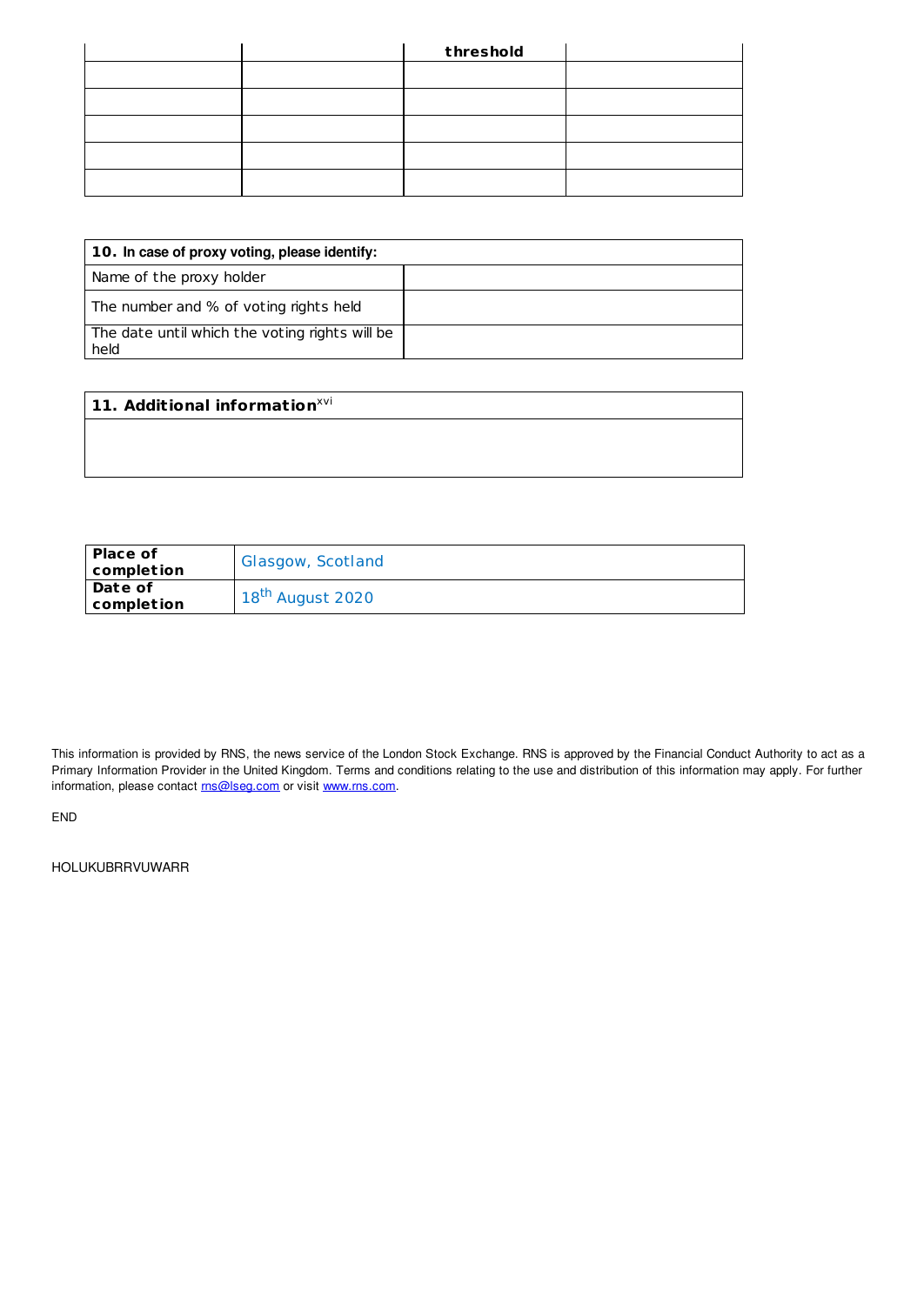| | | threshold | |
|---|---|---|---|
| | | | |
| | | | |
| | | | |
| | | | |
| | | | |

| **10. In case of proxy voting, please identify:** | |
|---|---|
| Name of the proxy holder | |
| The number and % of voting rights held | |
| The date until which the voting rights will be held | |

| **11. Additional information**[xvi] |
|---|
| |

| | |
|---|---|
| **Place of completion** | Glasgow, Scotland |
| **Date of completion** | 18th August 2020 |

This information is provided by RNS, the news service of the London Stock Exchange. RNS is approved by the Financial Conduct Authority to act as a Primary Information Provider in the United Kingdom. Terms and conditions relating to the use and distribution of this information may apply. For further information, please contact rns@lseg.com or visit www.rns.com.

END

HOLUKUBRRVUWARR